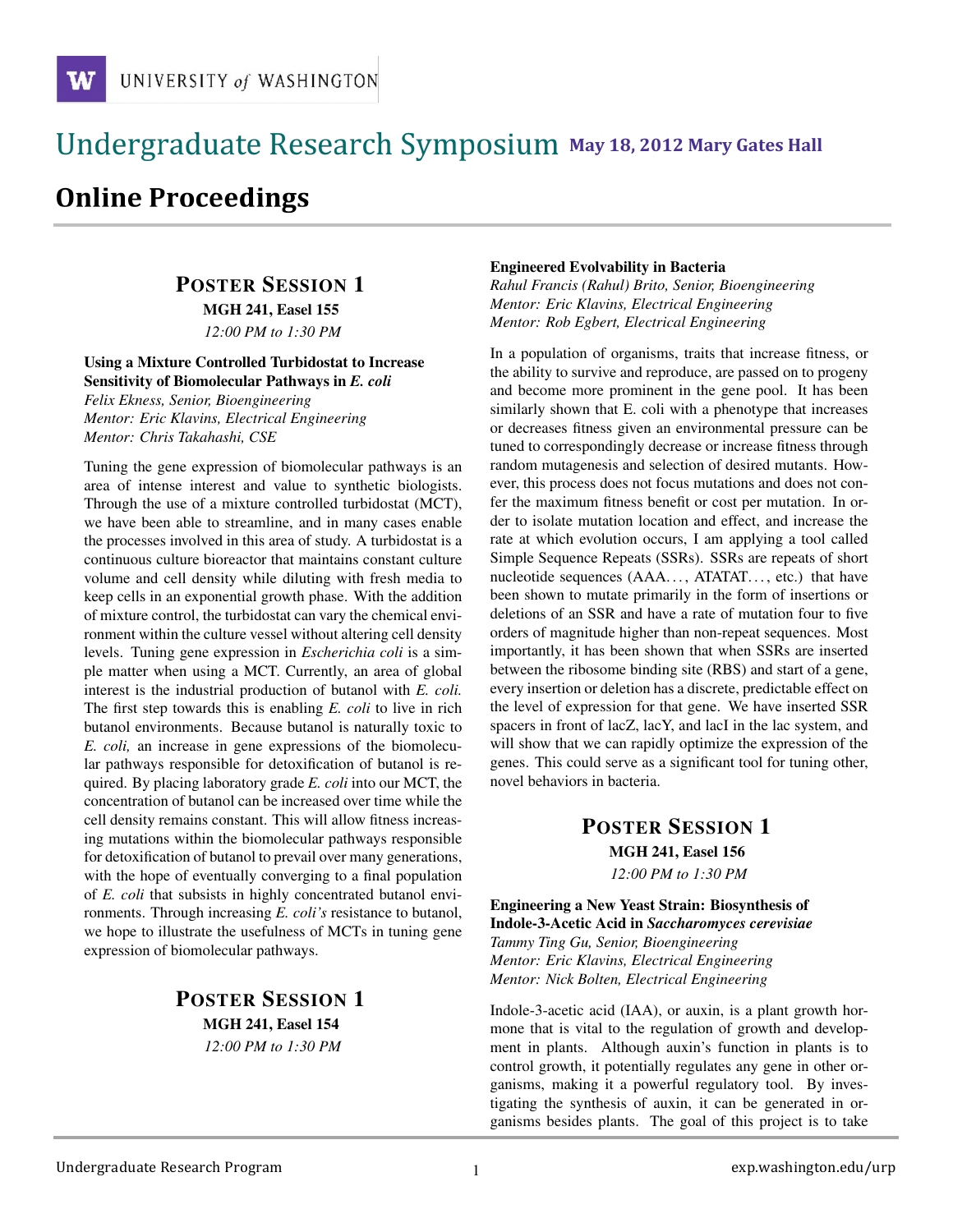# Undergraduate Research Symposium May 18, 2012 Mary Gates Hall

## Online Proceedings

### Poster Session 1

**MGH 241, Easel 155**

*12:00 PM to 1:30 PM*

**Using a Mixture Controlled Turbidostat to Increase Sensitivity of Biomolecular Pathways in *E. coli***

*Felix Ekness, Senior, Bioengineering*
*Mentor: Eric Klavins, Electrical Engineering*
*Mentor: Chris Takahashi, CSE*

Tuning the gene expression of biomolecular pathways is an area of intense interest and value to synthetic biologists. Through the use of a mixture controlled turbidostat (MCT), we have been able to streamline, and in many cases enable the processes involved in this area of study. A turbidostat is a continuous culture bioreactor that maintains constant culture volume and cell density while diluting with fresh media to keep cells in an exponential growth phase. With the addition of mixture control, the turbidostat can vary the chemical environment within the culture vessel without altering cell density levels. Tuning gene expression in *Escherichia coli* is a simple matter when using a MCT. Currently, an area of global interest is the industrial production of butanol with *E. coli.* The first step towards this is enabling *E. coli* to live in rich butanol environments. Because butanol is naturally toxic to *E. coli,* an increase in gene expressions of the biomolecular pathways responsible for detoxification of butanol is required. By placing laboratory grade *E. coli* into our MCT, the concentration of butanol can be increased over time while the cell density remains constant. This will allow fitness increasing mutations within the biomolecular pathways responsible for detoxification of butanol to prevail over many generations, with the hope of eventually converging to a final population of *E. coli* that subsists in highly concentrated butanol environments. Through increasing *E. coli's* resistance to butanol, we hope to illustrate the usefulness of MCTs in tuning gene expression of biomolecular pathways.

### Poster Session 1

**MGH 241, Easel 154**

*12:00 PM to 1:30 PM*

**Engineered Evolvability in Bacteria**

*Rahul Francis (Rahul) Brito, Senior, Bioengineering*
*Mentor: Eric Klavins, Electrical Engineering*
*Mentor: Rob Egbert, Electrical Engineering*

In a population of organisms, traits that increase fitness, or the ability to survive and reproduce, are passed on to progeny and become more prominent in the gene pool. It has been similarly shown that E. coli with a phenotype that increases or decreases fitness given an environmental pressure can be tuned to correspondingly decrease or increase fitness through random mutagenesis and selection of desired mutants. However, this process does not focus mutations and does not confer the maximum fitness benefit or cost per mutation. In order to isolate mutation location and effect, and increase the rate at which evolution occurs, I am applying a tool called Simple Sequence Repeats (SSRs). SSRs are repeats of short nucleotide sequences (AAA..., ATATAT..., etc.) that have been shown to mutate primarily in the form of insertions or deletions of an SSR and have a rate of mutation four to five orders of magnitude higher than non-repeat sequences. Most importantly, it has been shown that when SSRs are inserted between the ribosome binding site (RBS) and start of a gene, every insertion or deletion has a discrete, predictable effect on the level of expression for that gene. We have inserted SSR spacers in front of lacZ, lacY, and lacI in the lac system, and will show that we can rapidly optimize the expression of the genes. This could serve as a significant tool for tuning other, novel behaviors in bacteria.

### Poster Session 1

**MGH 241, Easel 156**

*12:00 PM to 1:30 PM*

**Engineering a New Yeast Strain: Biosynthesis of Indole-3-Acetic Acid in *Saccharomyces cerevisiae***

*Tammy Ting Gu, Senior, Bioengineering*
*Mentor: Eric Klavins, Electrical Engineering*
*Mentor: Nick Bolten, Electrical Engineering*

Indole-3-acetic acid (IAA), or auxin, is a plant growth hormone that is vital to the regulation of growth and development in plants. Although auxin's function in plants is to control growth, it potentially regulates any gene in other organisms, making it a powerful regulatory tool. By investigating the synthesis of auxin, it can be generated in organisms besides plants. The goal of this project is to take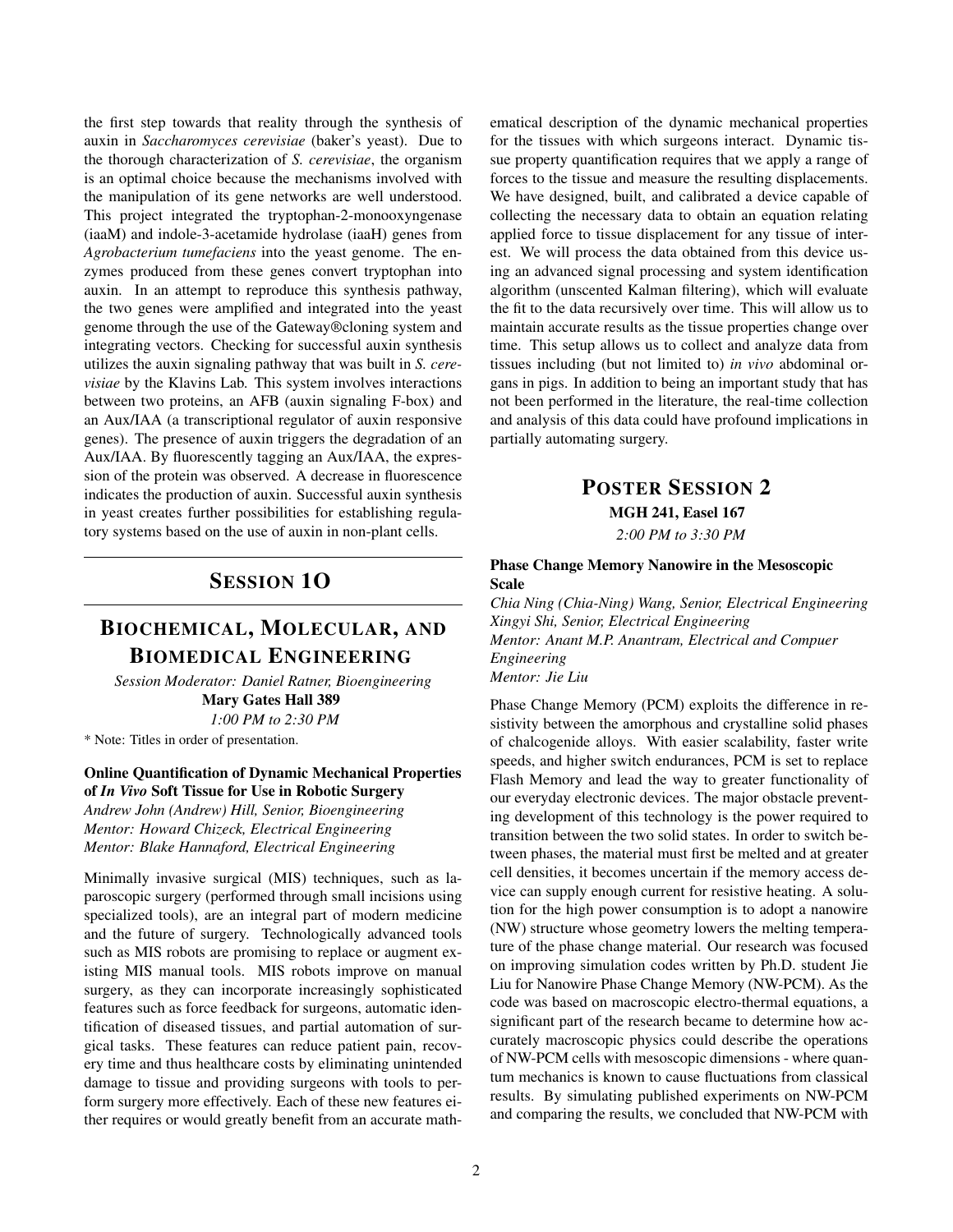the first step towards that reality through the synthesis of auxin in *Saccharomyces cerevisiae* (baker's yeast). Due to the thorough characterization of *S. cerevisiae*, the organism is an optimal choice because the mechanisms involved with the manipulation of its gene networks are well understood. This project integrated the tryptophan-2-monooxyngenase (iaaM) and indole-3-acetamide hydrolase (iaaH) genes from *Agrobacterium tumefaciens* into the yeast genome. The enzymes produced from these genes convert tryptophan into auxin. In an attempt to reproduce this synthesis pathway, the two genes were amplified and integrated into the yeast genome through the use of the Gateway®cloning system and integrating vectors. Checking for successful auxin synthesis utilizes the auxin signaling pathway that was built in *S. cerevisiae* by the Klavins Lab. This system involves interactions between two proteins, an AFB (auxin signaling F-box) and an Aux/IAA (a transcriptional regulator of auxin responsive genes). The presence of auxin triggers the degradation of an Aux/IAA. By fluorescently tagging an Aux/IAA, the expression of the protein was observed. A decrease in fluorescence indicates the production of auxin. Successful auxin synthesis in yeast creates further possibilities for establishing regulatory systems based on the use of auxin in non-plant cells.

# SESSION 1O

# BIOCHEMICAL, MOLECULAR, AND BIOMEDICAL ENGINEERING

*Session Moderator: Daniel Ratner, Bioengineering*

**Mary Gates Hall 389**

*1:00 PM to 2:30 PM*

\* Note: Titles in order of presentation.

### Online Quantification of Dynamic Mechanical Properties of *In Vivo* Soft Tissue for Use in Robotic Surgery

*Andrew John (Andrew) Hill, Senior, Bioengineering*
*Mentor: Howard Chizeck, Electrical Engineering*
*Mentor: Blake Hannaford, Electrical Engineering*

Minimally invasive surgical (MIS) techniques, such as laparoscopic surgery (performed through small incisions using specialized tools), are an integral part of modern medicine and the future of surgery. Technologically advanced tools such as MIS robots are promising to replace or augment existing MIS manual tools. MIS robots improve on manual surgery, as they can incorporate increasingly sophisticated features such as force feedback for surgeons, automatic identification of diseased tissues, and partial automation of surgical tasks. These features can reduce patient pain, recovery time and thus healthcare costs by eliminating unintended damage to tissue and providing surgeons with tools to perform surgery more effectively. Each of these new features either requires or would greatly benefit from an accurate mathematical description of the dynamic mechanical properties for the tissues with which surgeons interact. Dynamic tissue property quantification requires that we apply a range of forces to the tissue and measure the resulting displacements. We have designed, built, and calibrated a device capable of collecting the necessary data to obtain an equation relating applied force to tissue displacement for any tissue of interest. We will process the data obtained from this device using an advanced signal processing and system identification algorithm (unscented Kalman filtering), which will evaluate the fit to the data recursively over time. This will allow us to maintain accurate results as the tissue properties change over time. This setup allows us to collect and analyze data from tissues including (but not limited to) *in vivo* abdominal organs in pigs. In addition to being an important study that has not been performed in the literature, the real-time collection and analysis of this data could have profound implications in partially automating surgery.

## POSTER SESSION 2

**MGH 241, Easel 167**

*2:00 PM to 3:30 PM*

### Phase Change Memory Nanowire in the Mesoscopic Scale

*Chia Ning (Chia-Ning) Wang, Senior, Electrical Engineering*
*Xingyi Shi, Senior, Electrical Engineering*
*Mentor: Anant M.P. Anantram, Electrical and Compuer Engineering*
*Mentor: Jie Liu*

Phase Change Memory (PCM) exploits the difference in resistivity between the amorphous and crystalline solid phases of chalcogenide alloys. With easier scalability, faster write speeds, and higher switch endurances, PCM is set to replace Flash Memory and lead the way to greater functionality of our everyday electronic devices. The major obstacle preventing development of this technology is the power required to transition between the two solid states. In order to switch between phases, the material must first be melted and at greater cell densities, it becomes uncertain if the memory access device can supply enough current for resistive heating. A solution for the high power consumption is to adopt a nanowire (NW) structure whose geometry lowers the melting temperature of the phase change material. Our research was focused on improving simulation codes written by Ph.D. student Jie Liu for Nanowire Phase Change Memory (NW-PCM). As the code was based on macroscopic electro-thermal equations, a significant part of the research became to determine how accurately macroscopic physics could describe the operations of NW-PCM cells with mesoscopic dimensions - where quantum mechanics is known to cause fluctuations from classical results. By simulating published experiments on NW-PCM and comparing the results, we concluded that NW-PCM with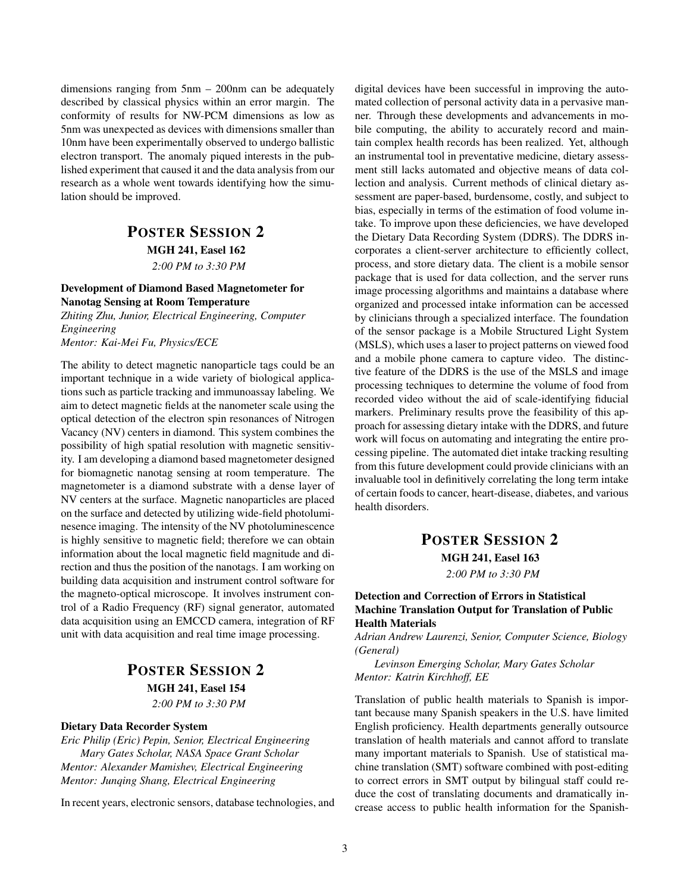dimensions ranging from 5nm – 200nm can be adequately described by classical physics within an error margin. The conformity of results for NW-PCM dimensions as low as 5nm was unexpected as devices with dimensions smaller than 10nm have been experimentally observed to undergo ballistic electron transport. The anomaly piqued interests in the published experiment that caused it and the data analysis from our research as a whole went towards identifying how the simulation should be improved.

## Poster Session 2

**MGH 241, Easel 162**

*2:00 PM to 3:30 PM*

### Development of Diamond Based Magnetometer for Nanotag Sensing at Room Temperature

*Zhiting Zhu, Junior, Electrical Engineering, Computer Engineering*
*Mentor: Kai-Mei Fu, Physics/ECE*

The ability to detect magnetic nanoparticle tags could be an important technique in a wide variety of biological applications such as particle tracking and immunoassay labeling. We aim to detect magnetic fields at the nanometer scale using the optical detection of the electron spin resonances of Nitrogen Vacancy (NV) centers in diamond. This system combines the possibility of high spatial resolution with magnetic sensitivity. I am developing a diamond based magnetometer designed for biomagnetic nanotag sensing at room temperature. The magnetometer is a diamond substrate with a dense layer of NV centers at the surface. Magnetic nanoparticles are placed on the surface and detected by utilizing wide-field photoluminesence imaging. The intensity of the NV photoluminescence is highly sensitive to magnetic field; therefore we can obtain information about the local magnetic field magnitude and direction and thus the position of the nanotags. I am working on building data acquisition and instrument control software for the magneto-optical microscope. It involves instrument control of a Radio Frequency (RF) signal generator, automated data acquisition using an EMCCD camera, integration of RF unit with data acquisition and real time image processing.

## Poster Session 2

**MGH 241, Easel 154**

*2:00 PM to 3:30 PM*

### Dietary Data Recorder System

*Eric Philip (Eric) Pepin, Senior, Electrical Engineering*
*Mary Gates Scholar, NASA Space Grant Scholar*
*Mentor: Alexander Mamishev, Electrical Engineering*
*Mentor: Junqing Shang, Electrical Engineering*

In recent years, electronic sensors, database technologies, and digital devices have been successful in improving the automated collection of personal activity data in a pervasive manner. Through these developments and advancements in mobile computing, the ability to accurately record and maintain complex health records has been realized. Yet, although an instrumental tool in preventative medicine, dietary assessment still lacks automated and objective means of data collection and analysis. Current methods of clinical dietary assessment are paper-based, burdensome, costly, and subject to bias, especially in terms of the estimation of food volume intake. To improve upon these deficiencies, we have developed the Dietary Data Recording System (DDRS). The DDRS incorporates a client-server architecture to efficiently collect, process, and store dietary data. The client is a mobile sensor package that is used for data collection, and the server runs image processing algorithms and maintains a database where organized and processed intake information can be accessed by clinicians through a specialized interface. The foundation of the sensor package is a Mobile Structured Light System (MSLS), which uses a laser to project patterns on viewed food and a mobile phone camera to capture video. The distinctive feature of the DDRS is the use of the MSLS and image processing techniques to determine the volume of food from recorded video without the aid of scale-identifying fiducial markers. Preliminary results prove the feasibility of this approach for assessing dietary intake with the DDRS, and future work will focus on automating and integrating the entire processing pipeline. The automated diet intake tracking resulting from this future development could provide clinicians with an invaluable tool in definitively correlating the long term intake of certain foods to cancer, heart-disease, diabetes, and various health disorders.

## Poster Session 2

**MGH 241, Easel 163**

*2:00 PM to 3:30 PM*

### Detection and Correction of Errors in Statistical Machine Translation Output for Translation of Public Health Materials

*Adrian Andrew Laurenzi, Senior, Computer Science, Biology (General)*
*Levinson Emerging Scholar, Mary Gates Scholar*
*Mentor: Katrin Kirchhoff, EE*

Translation of public health materials to Spanish is important because many Spanish speakers in the U.S. have limited English proficiency. Health departments generally outsource translation of health materials and cannot afford to translate many important materials to Spanish. Use of statistical machine translation (SMT) software combined with post-editing to correct errors in SMT output by bilingual staff could reduce the cost of translating documents and dramatically increase access to public health information for the Spanish-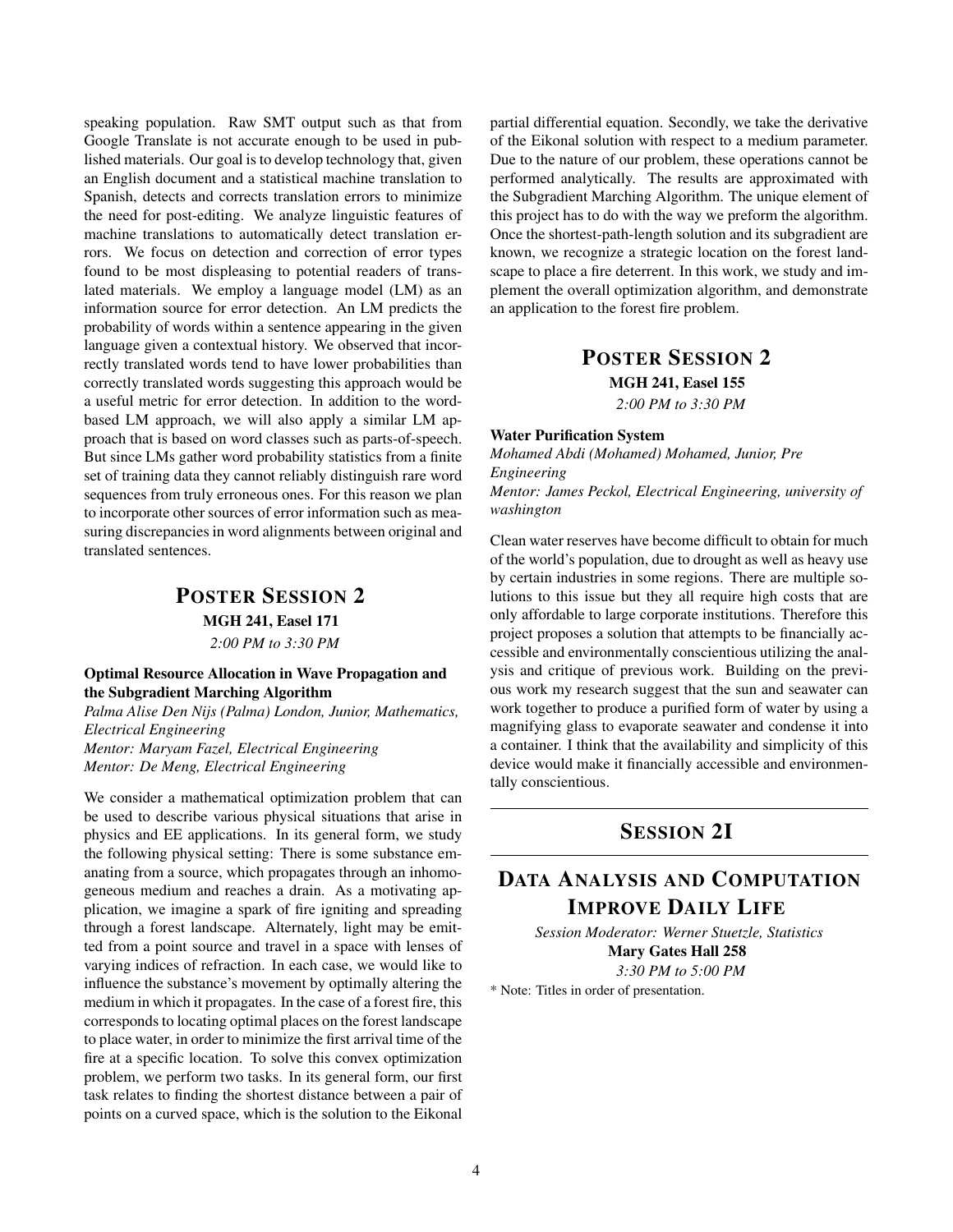speaking population. Raw SMT output such as that from Google Translate is not accurate enough to be used in published materials. Our goal is to develop technology that, given an English document and a statistical machine translation to Spanish, detects and corrects translation errors to minimize the need for post-editing. We analyze linguistic features of machine translations to automatically detect translation errors. We focus on detection and correction of error types found to be most displeasing to potential readers of translated materials. We employ a language model (LM) as an information source for error detection. An LM predicts the probability of words within a sentence appearing in the given language given a contextual history. We observed that incorrectly translated words tend to have lower probabilities than correctly translated words suggesting this approach would be a useful metric for error detection. In addition to the word-based LM approach, we will also apply a similar LM approach that is based on word classes such as parts-of-speech. But since LMs gather word probability statistics from a finite set of training data they cannot reliably distinguish rare word sequences from truly erroneous ones. For this reason we plan to incorporate other sources of error information such as measuring discrepancies in word alignments between original and translated sentences.

## POSTER SESSION 2

**MGH 241, Easel 171**

*2:00 PM to 3:30 PM*

**Optimal Resource Allocation in Wave Propagation and the Subgradient Marching Algorithm**

*Palma Alise Den Nijs (Palma) London, Junior, Mathematics, Electrical Engineering*
*Mentor: Maryam Fazel, Electrical Engineering*
*Mentor: De Meng, Electrical Engineering*

We consider a mathematical optimization problem that can be used to describe various physical situations that arise in physics and EE applications. In its general form, we study the following physical setting: There is some substance emanating from a source, which propagates through an inhomogeneous medium and reaches a drain. As a motivating application, we imagine a spark of fire igniting and spreading through a forest landscape. Alternately, light may be emitted from a point source and travel in a space with lenses of varying indices of refraction. In each case, we would like to influence the substance's movement by optimally altering the medium in which it propagates. In the case of a forest fire, this corresponds to locating optimal places on the forest landscape to place water, in order to minimize the first arrival time of the fire at a specific location. To solve this convex optimization problem, we perform two tasks. In its general form, our first task relates to finding the shortest distance between a pair of points on a curved space, which is the solution to the Eikonal partial differential equation. Secondly, we take the derivative of the Eikonal solution with respect to a medium parameter. Due to the nature of our problem, these operations cannot be performed analytically. The results are approximated with the Subgradient Marching Algorithm. The unique element of this project has to do with the way we preform the algorithm. Once the shortest-path-length solution and its subgradient are known, we recognize a strategic location on the forest landscape to place a fire deterrent. In this work, we study and implement the overall optimization algorithm, and demonstrate an application to the forest fire problem.

## POSTER SESSION 2

**MGH 241, Easel 155**

*2:00 PM to 3:30 PM*

**Water Purification System**

*Mohamed Abdi (Mohamed) Mohamed, Junior, Pre Engineering*
*Mentor: James Peckol, Electrical Engineering, university of washington*

Clean water reserves have become difficult to obtain for much of the world's population, due to drought as well as heavy use by certain industries in some regions. There are multiple solutions to this issue but they all require high costs that are only affordable to large corporate institutions. Therefore this project proposes a solution that attempts to be financially accessible and environmentally conscientious utilizing the analysis and critique of previous work. Building on the previous work my research suggest that the sun and seawater can work together to produce a purified form of water by using a magnifying glass to evaporate seawater and condense it into a container. I think that the availability and simplicity of this device would make it financially accessible and environmentally conscientious.

---

## SESSION 2I

---

## DATA ANALYSIS AND COMPUTATION IMPROVE DAILY LIFE

*Session Moderator: Werner Stuetzle, Statistics*

**Mary Gates Hall 258**

*3:30 PM to 5:00 PM*

\* Note: Titles in order of presentation.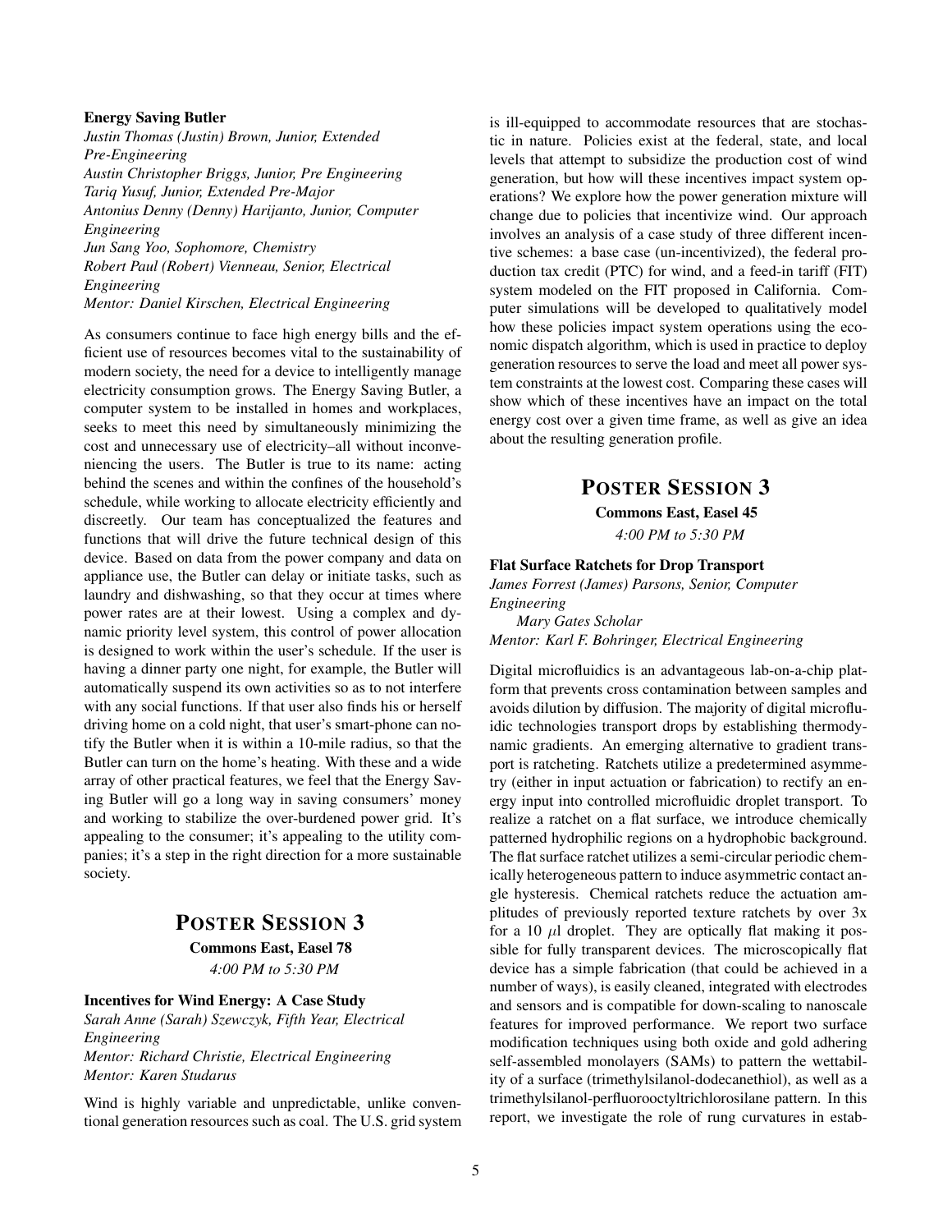#### Energy Saving Butler

*Justin Thomas (Justin) Brown, Junior, Extended Pre-Engineering*
*Austin Christopher Briggs, Junior, Pre Engineering*
*Tariq Yusuf, Junior, Extended Pre-Major*
*Antonius Denny (Denny) Harijanto, Junior, Computer Engineering*
*Jun Sang Yoo, Sophomore, Chemistry*
*Robert Paul (Robert) Vienneau, Senior, Electrical Engineering*
*Mentor: Daniel Kirschen, Electrical Engineering*

As consumers continue to face high energy bills and the efficient use of resources becomes vital to the sustainability of modern society, the need for a device to intelligently manage electricity consumption grows. The Energy Saving Butler, a computer system to be installed in homes and workplaces, seeks to meet this need by simultaneously minimizing the cost and unnecessary use of electricity–all without inconveniencing the users. The Butler is true to its name: acting behind the scenes and within the confines of the household's schedule, while working to allocate electricity efficiently and discreetly. Our team has conceptualized the features and functions that will drive the future technical design of this device. Based on data from the power company and data on appliance use, the Butler can delay or initiate tasks, such as laundry and dishwashing, so that they occur at times where power rates are at their lowest. Using a complex and dynamic priority level system, this control of power allocation is designed to work within the user's schedule. If the user is having a dinner party one night, for example, the Butler will automatically suspend its own activities so as to not interfere with any social functions. If that user also finds his or herself driving home on a cold night, that user's smart-phone can notify the Butler when it is within a 10-mile radius, so that the Butler can turn on the home's heating. With these and a wide array of other practical features, we feel that the Energy Saving Butler will go a long way in saving consumers' money and working to stabilize the over-burdened power grid. It's appealing to the consumer; it's appealing to the utility companies; it's a step in the right direction for a more sustainable society.

## POSTER SESSION 3

**Commons East, Easel 78**

*4:00 PM to 5:30 PM*

#### Incentives for Wind Energy: A Case Study

*Sarah Anne (Sarah) Szewczyk, Fifth Year, Electrical Engineering*
*Mentor: Richard Christie, Electrical Engineering*
*Mentor: Karen Studarus*

Wind is highly variable and unpredictable, unlike conventional generation resources such as coal. The U.S. grid system is ill-equipped to accommodate resources that are stochastic in nature. Policies exist at the federal, state, and local levels that attempt to subsidize the production cost of wind generation, but how will these incentives impact system operations? We explore how the power generation mixture will change due to policies that incentivize wind. Our approach involves an analysis of a case study of three different incentive schemes: a base case (un-incentivized), the federal production tax credit (PTC) for wind, and a feed-in tariff (FIT) system modeled on the FIT proposed in California. Computer simulations will be developed to qualitatively model how these policies impact system operations using the economic dispatch algorithm, which is used in practice to deploy generation resources to serve the load and meet all power system constraints at the lowest cost. Comparing these cases will show which of these incentives have an impact on the total energy cost over a given time frame, as well as give an idea about the resulting generation profile.

## POSTER SESSION 3

**Commons East, Easel 45**

*4:00 PM to 5:30 PM*

#### Flat Surface Ratchets for Drop Transport

*James Forrest (James) Parsons, Senior, Computer Engineering*
*Mary Gates Scholar*
*Mentor: Karl F. Bohringer, Electrical Engineering*

Digital microfluidics is an advantageous lab-on-a-chip platform that prevents cross contamination between samples and avoids dilution by diffusion. The majority of digital microfluidic technologies transport drops by establishing thermodynamic gradients. An emerging alternative to gradient transport is ratcheting. Ratchets utilize a predetermined asymmetry (either in input actuation or fabrication) to rectify an energy input into controlled microfluidic droplet transport. To realize a ratchet on a flat surface, we introduce chemically patterned hydrophilic regions on a hydrophobic background. The flat surface ratchet utilizes a semi-circular periodic chemically heterogeneous pattern to induce asymmetric contact angle hysteresis. Chemical ratchets reduce the actuation amplitudes of previously reported texture ratchets by over 3x for a 10 $\mu$l droplet. They are optically flat making it possible for fully transparent devices. The microscopically flat device has a simple fabrication (that could be achieved in a number of ways), is easily cleaned, integrated with electrodes and sensors and is compatible for down-scaling to nanoscale features for improved performance. We report two surface modification techniques using both oxide and gold adhering self-assembled monolayers (SAMs) to pattern the wettability of a surface (trimethylsilanol-dodecanethiol), as well as a trimethylsilanol-perfluorooctyltrichlorosilane pattern. In this report, we investigate the role of rung curvatures in estab-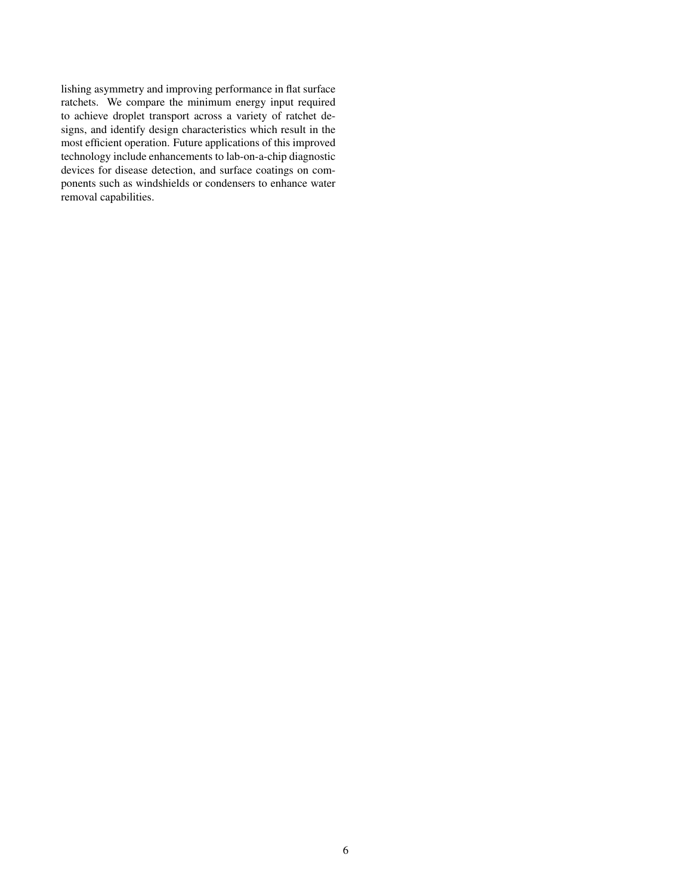lishing asymmetry and improving performance in flat surface ratchets. We compare the minimum energy input required to achieve droplet transport across a variety of ratchet designs, and identify design characteristics which result in the most efficient operation. Future applications of this improved technology include enhancements to lab-on-a-chip diagnostic devices for disease detection, and surface coatings on components such as windshields or condensers to enhance water removal capabilities.